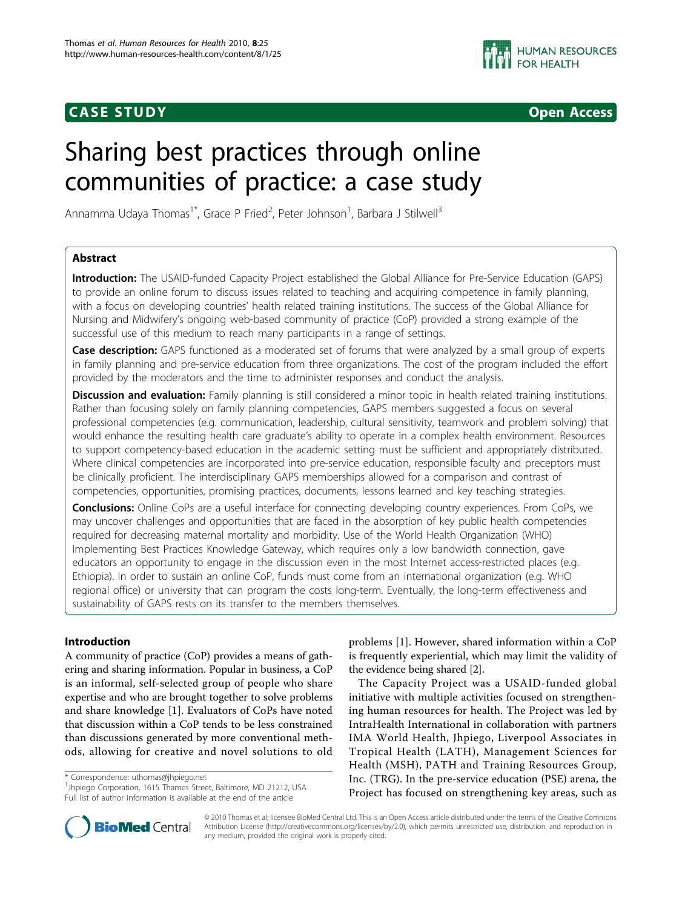CASE STUDY **Open Access**

# Sharing best practices through online communities of practice: a case study

Annamma Udaya Thomas[1*], Grace P Fried[2], Peter Johnson[1], Barbara J Stilwell[3]

## Abstract

**Introduction:** The USAID-funded Capacity Project established the Global Alliance for Pre-Service Education (GAPS) to provide an online forum to discuss issues related to teaching and acquiring competence in family planning, with a focus on developing countries' health related training institutions. The success of the Global Alliance for Nursing and Midwifery's ongoing web-based community of practice (CoP) provided a strong example of the successful use of this medium to reach many participants in a range of settings.

**Case description:** GAPS functioned as a moderated set of forums that were analyzed by a small group of experts in family planning and pre-service education from three organizations. The cost of the program included the effort provided by the moderators and the time to administer responses and conduct the analysis.

**Discussion and evaluation:** Family planning is still considered a minor topic in health related training institutions. Rather than focusing solely on family planning competencies, GAPS members suggested a focus on several professional competencies (e.g. communication, leadership, cultural sensitivity, teamwork and problem solving) that would enhance the resulting health care graduate's ability to operate in a complex health environment. Resources to support competency-based education in the academic setting must be sufficient and appropriately distributed. Where clinical competencies are incorporated into pre-service education, responsible faculty and preceptors must be clinically proficient. The interdisciplinary GAPS memberships allowed for a comparison and contrast of competencies, opportunities, promising practices, documents, lessons learned and key teaching strategies.

**Conclusions:** Online CoPs are a useful interface for connecting developing country experiences. From CoPs, we may uncover challenges and opportunities that are faced in the absorption of key public health competencies required for decreasing maternal mortality and morbidity. Use of the World Health Organization (WHO) Implementing Best Practices Knowledge Gateway, which requires only a low bandwidth connection, gave educators an opportunity to engage in the discussion even in the most Internet access-restricted places (e.g. Ethiopia). In order to sustain an online CoP, funds must come from an international organization (e.g. WHO regional office) or university that can program the costs long-term. Eventually, the long-term effectiveness and sustainability of GAPS rests on its transfer to the members themselves.

## Introduction

A community of practice (CoP) provides a means of gathering and sharing information. Popular in business, a CoP is an informal, self-selected group of people who share expertise and who are brought together to solve problems and share knowledge [1]. Evaluators of CoPs have noted that discussion within a CoP tends to be less constrained than discussions generated by more conventional methods, allowing for creative and novel solutions to old problems [1]. However, shared information within a CoP is frequently experiential, which may limit the validity of the evidence being shared [2].

The Capacity Project was a USAID-funded global initiative with multiple activities focused on strengthening human resources for health. The Project was led by IntraHealth International in collaboration with partners IMA World Health, Jhpiego, Liverpool Associates in Tropical Health (LATH), Management Sciences for Health (MSH), PATH and Training Resources Group, Inc. (TRG). In the pre-service education (PSE) arena, the Project has focused on strengthening key areas, such as

\* Correspondence: uthomas@jhpiego.net
[1]Jhpiego Corporation, 1615 Thames Street, Baltimore, MD 21212, USA
Full list of author information is available at the end of the article

© 2010 Thomas et al; licensee BioMed Central Ltd. This is an Open Access article distributed under the terms of the Creative Commons Attribution License (http://creativecommons.org/licenses/by/2.0), which permits unrestricted use, distribution, and reproduction in any medium, provided the original work is properly cited.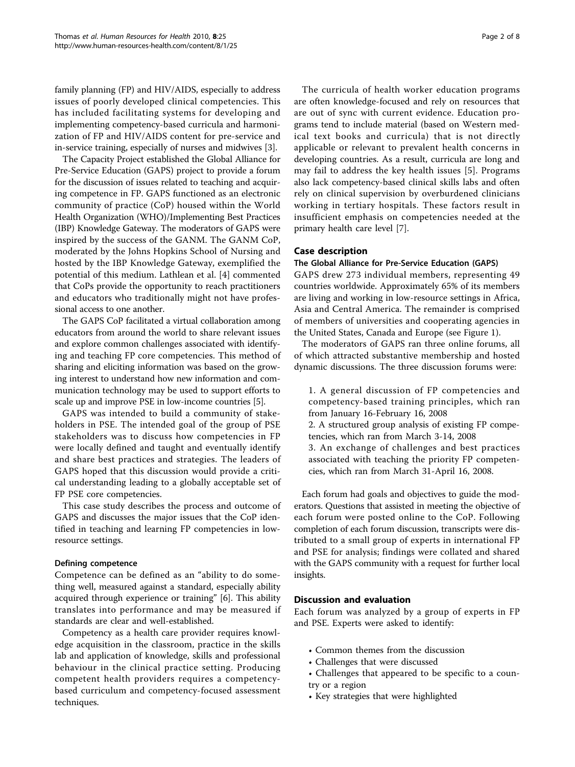family planning (FP) and HIV/AIDS, especially to address issues of poorly developed clinical competencies. This has included facilitating systems for developing and implementing competency-based curricula and harmonization of FP and HIV/AIDS content for pre-service and in-service training, especially of nurses and midwives [3].

The Capacity Project established the Global Alliance for Pre-Service Education (GAPS) project to provide a forum for the discussion of issues related to teaching and acquiring competence in FP. GAPS functioned as an electronic community of practice (CoP) housed within the World Health Organization (WHO)/Implementing Best Practices (IBP) Knowledge Gateway. The moderators of GAPS were inspired by the success of the GANM. The GANM CoP, moderated by the Johns Hopkins School of Nursing and hosted by the IBP Knowledge Gateway, exemplified the potential of this medium. Lathlean et al. [4] commented that CoPs provide the opportunity to reach practitioners and educators who traditionally might not have professional access to one another.

The GAPS CoP facilitated a virtual collaboration among educators from around the world to share relevant issues and explore common challenges associated with identifying and teaching FP core competencies. This method of sharing and eliciting information was based on the growing interest to understand how new information and communication technology may be used to support efforts to scale up and improve PSE in low-income countries [5].

GAPS was intended to build a community of stakeholders in PSE. The intended goal of the group of PSE stakeholders was to discuss how competencies in FP were locally defined and taught and eventually identify and share best practices and strategies. The leaders of GAPS hoped that this discussion would provide a critical understanding leading to a globally acceptable set of FP PSE core competencies.

This case study describes the process and outcome of GAPS and discusses the major issues that the CoP identified in teaching and learning FP competencies in low-resource settings.

#### Defining competence

Competence can be defined as an "ability to do something well, measured against a standard, especially ability acquired through experience or training" [6]. This ability translates into performance and may be measured if standards are clear and well-established.

Competency as a health care provider requires knowledge acquisition in the classroom, practice in the skills lab and application of knowledge, skills and professional behaviour in the clinical practice setting. Producing competent health providers requires a competency-based curriculum and competency-focused assessment techniques.

The curricula of health worker education programs are often knowledge-focused and rely on resources that are out of sync with current evidence. Education programs tend to include material (based on Western medical text books and curricula) that is not directly applicable or relevant to prevalent health concerns in developing countries. As a result, curricula are long and may fail to address the key health issues [5]. Programs also lack competency-based clinical skills labs and often rely on clinical supervision by overburdened clinicians working in tertiary hospitals. These factors result in insufficient emphasis on competencies needed at the primary health care level [7].

## Case description

### The Global Alliance for Pre-Service Education (GAPS)

GAPS drew 273 individual members, representing 49 countries worldwide. Approximately 65% of its members are living and working in low-resource settings in Africa, Asia and Central America. The remainder is comprised of members of universities and cooperating agencies in the United States, Canada and Europe (see Figure 1).

The moderators of GAPS ran three online forums, all of which attracted substantive membership and hosted dynamic discussions. The three discussion forums were:

1. A general discussion of FP competencies and competency-based training principles, which ran from January 16-February 16, 2008
2. A structured group analysis of existing FP competencies, which ran from March 3-14, 2008
3. An exchange of challenges and best practices associated with teaching the priority FP competencies, which ran from March 31-April 16, 2008.

Each forum had goals and objectives to guide the moderators. Questions that assisted in meeting the objective of each forum were posted online to the CoP. Following completion of each forum discussion, transcripts were distributed to a small group of experts in international FP and PSE for analysis; findings were collated and shared with the GAPS community with a request for further local insights.

## Discussion and evaluation

Each forum was analyzed by a group of experts in FP and PSE. Experts were asked to identify:

- Common themes from the discussion
- Challenges that were discussed
- Challenges that appeared to be specific to a country or a region
- Key strategies that were highlighted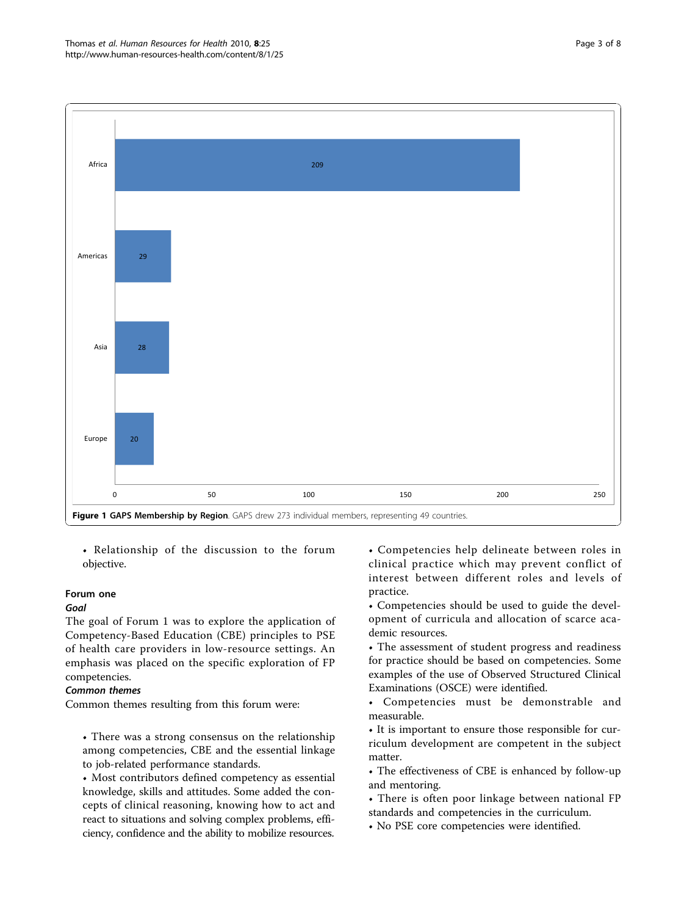| Region | Members |
| --- | --- |
| Africa | 209 |
| Americas | 29 |
| Asia | 28 |
| Europe | 20 |

**Figure 1 GAPS Membership by Region**. GAPS drew 273 individual members, representing 49 countries.

- Relationship of the discussion to the forum objective.

### Forum one

#### *Goal*

The goal of Forum 1 was to explore the application of Competency-Based Education (CBE) principles to PSE of health care providers in low-resource settings. An emphasis was placed on the specific exploration of FP competencies.

#### *Common themes*

Common themes resulting from this forum were:

- There was a strong consensus on the relationship among competencies, CBE and the essential linkage to job-related performance standards.
- Most contributors defined competency as essential knowledge, skills and attitudes. Some added the concepts of clinical reasoning, knowing how to act and react to situations and solving complex problems, efficiency, confidence and the ability to mobilize resources.
- Competencies help delineate between roles in clinical practice which may prevent conflict of interest between different roles and levels of practice.
- Competencies should be used to guide the development of curricula and allocation of scarce academic resources.
- The assessment of student progress and readiness for practice should be based on competencies. Some examples of the use of Observed Structured Clinical Examinations (OSCE) were identified.
- Competencies must be demonstrable and measurable.
- It is important to ensure those responsible for curriculum development are competent in the subject matter.
- The effectiveness of CBE is enhanced by follow-up and mentoring.
- There is often poor linkage between national FP standards and competencies in the curriculum.
- No PSE core competencies were identified.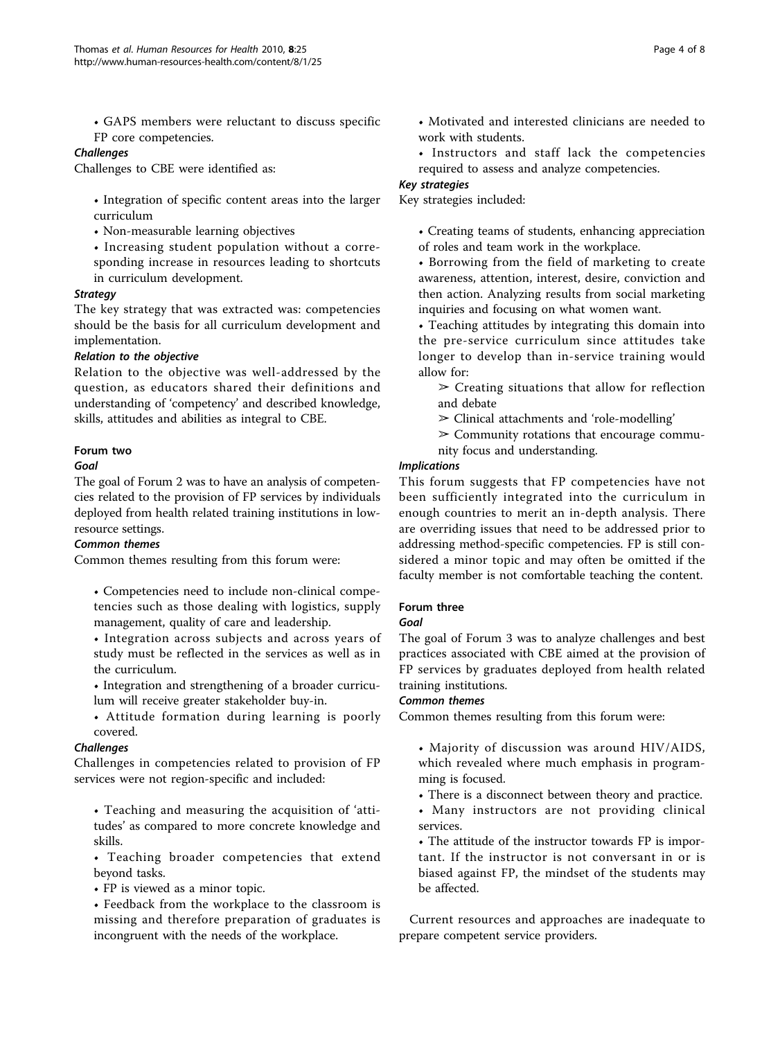- GAPS members were reluctant to discuss specific FP core competencies.

#### *Challenges*

Challenges to CBE were identified as:

- Integration of specific content areas into the larger curriculum
- Non-measurable learning objectives
- Increasing student population without a corresponding increase in resources leading to shortcuts in curriculum development.

#### *Strategy*

The key strategy that was extracted was: competencies should be the basis for all curriculum development and implementation.

#### *Relation to the objective*

Relation to the objective was well-addressed by the question, as educators shared their definitions and understanding of 'competency' and described knowledge, skills, attitudes and abilities as integral to CBE.

### Forum two

#### *Goal*

The goal of Forum 2 was to have an analysis of competencies related to the provision of FP services by individuals deployed from health related training institutions in low-resource settings.

#### *Common themes*

Common themes resulting from this forum were:

- Competencies need to include non-clinical competencies such as those dealing with logistics, supply management, quality of care and leadership.
- Integration across subjects and across years of study must be reflected in the services as well as in the curriculum.
- Integration and strengthening of a broader curriculum will receive greater stakeholder buy-in.
- Attitude formation during learning is poorly covered.

#### *Challenges*

Challenges in competencies related to provision of FP services were not region-specific and included:

- Teaching and measuring the acquisition of 'attitudes' as compared to more concrete knowledge and skills.
- Teaching broader competencies that extend beyond tasks.
- FP is viewed as a minor topic.
- Feedback from the workplace to the classroom is missing and therefore preparation of graduates is incongruent with the needs of the workplace.
- Motivated and interested clinicians are needed to work with students.
- Instructors and staff lack the competencies required to assess and analyze competencies.

#### *Key strategies*

Key strategies included:

- Creating teams of students, enhancing appreciation of roles and team work in the workplace.
- Borrowing from the field of marketing to create awareness, attention, interest, desire, conviction and then action. Analyzing results from social marketing inquiries and focusing on what women want.
- Teaching attitudes by integrating this domain into the pre-service curriculum since attitudes take longer to develop than in-service training would allow for:
    - ➢ Creating situations that allow for reflection and debate
    - ➢ Clinical attachments and 'role-modelling'
    - ➢ Community rotations that encourage community focus and understanding.

#### *Implications*

This forum suggests that FP competencies have not been sufficiently integrated into the curriculum in enough countries to merit an in-depth analysis. There are overriding issues that need to be addressed prior to addressing method-specific competencies. FP is still considered a minor topic and may often be omitted if the faculty member is not comfortable teaching the content.

### Forum three

#### *Goal*

The goal of Forum 3 was to analyze challenges and best practices associated with CBE aimed at the provision of FP services by graduates deployed from health related training institutions.

#### *Common themes*

Common themes resulting from this forum were:

- Majority of discussion was around HIV/AIDS, which revealed where much emphasis in programming is focused.
- There is a disconnect between theory and practice.
- Many instructors are not providing clinical services.
- The attitude of the instructor towards FP is important. If the instructor is not conversant in or is biased against FP, the mindset of the students may be affected.

Current resources and approaches are inadequate to prepare competent service providers.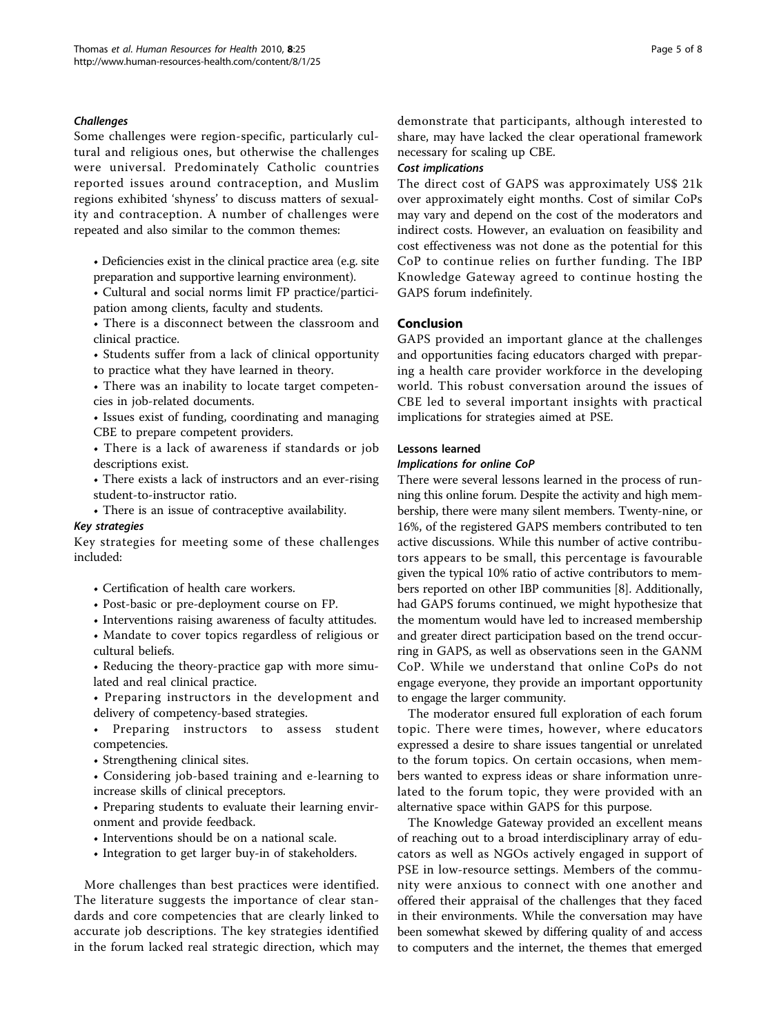### Challenges

Some challenges were region-specific, particularly cultural and religious ones, but otherwise the challenges were universal. Predominately Catholic countries reported issues around contraception, and Muslim regions exhibited 'shyness' to discuss matters of sexuality and contraception. A number of challenges were repeated and also similar to the common themes:

- Deficiencies exist in the clinical practice area (e.g. site preparation and supportive learning environment).
- Cultural and social norms limit FP practice/participation among clients, faculty and students.
- There is a disconnect between the classroom and clinical practice.
- Students suffer from a lack of clinical opportunity to practice what they have learned in theory.
- There was an inability to locate target competencies in job-related documents.
- Issues exist of funding, coordinating and managing CBE to prepare competent providers.
- There is a lack of awareness if standards or job descriptions exist.
- There exists a lack of instructors and an ever-rising student-to-instructor ratio.
- There is an issue of contraceptive availability.

### Key strategies

Key strategies for meeting some of these challenges included:

- Certification of health care workers.
- Post-basic or pre-deployment course on FP.
- Interventions raising awareness of faculty attitudes.
- Mandate to cover topics regardless of religious or cultural beliefs.
- Reducing the theory-practice gap with more simulated and real clinical practice.
- Preparing instructors in the development and delivery of competency-based strategies.
- Preparing instructors to assess student competencies.
- Strengthening clinical sites.
- Considering job-based training and e-learning to increase skills of clinical preceptors.
- Preparing students to evaluate their learning environment and provide feedback.
- Interventions should be on a national scale.
- Integration to get larger buy-in of stakeholders.

More challenges than best practices were identified. The literature suggests the importance of clear standards and core competencies that are clearly linked to accurate job descriptions. The key strategies identified in the forum lacked real strategic direction, which may demonstrate that participants, although interested to share, may have lacked the clear operational framework necessary for scaling up CBE.

### Cost implications

The direct cost of GAPS was approximately US$ 21k over approximately eight months. Cost of similar CoPs may vary and depend on the cost of the moderators and indirect costs. However, an evaluation on feasibility and cost effectiveness was not done as the potential for this CoP to continue relies on further funding. The IBP Knowledge Gateway agreed to continue hosting the GAPS forum indefinitely.

## Conclusion

GAPS provided an important glance at the challenges and opportunities facing educators charged with preparing a health care provider workforce in the developing world. This robust conversation around the issues of CBE led to several important insights with practical implications for strategies aimed at PSE.

### Lessons learned

#### Implications for online CoP

There were several lessons learned in the process of running this online forum. Despite the activity and high membership, there were many silent members. Twenty-nine, or 16%, of the registered GAPS members contributed to ten active discussions. While this number of active contributors appears to be small, this percentage is favourable given the typical 10% ratio of active contributors to members reported on other IBP communities [8]. Additionally, had GAPS forums continued, we might hypothesize that the momentum would have led to increased membership and greater direct participation based on the trend occurring in GAPS, as well as observations seen in the GANM CoP. While we understand that online CoPs do not engage everyone, they provide an important opportunity to engage the larger community.

The moderator ensured full exploration of each forum topic. There were times, however, where educators expressed a desire to share issues tangential or unrelated to the forum topics. On certain occasions, when members wanted to express ideas or share information unrelated to the forum topic, they were provided with an alternative space within GAPS for this purpose.

The Knowledge Gateway provided an excellent means of reaching out to a broad interdisciplinary array of educators as well as NGOs actively engaged in support of PSE in low-resource settings. Members of the community were anxious to connect with one another and offered their appraisal of the challenges that they faced in their environments. While the conversation may have been somewhat skewed by differing quality of and access to computers and the internet, the themes that emerged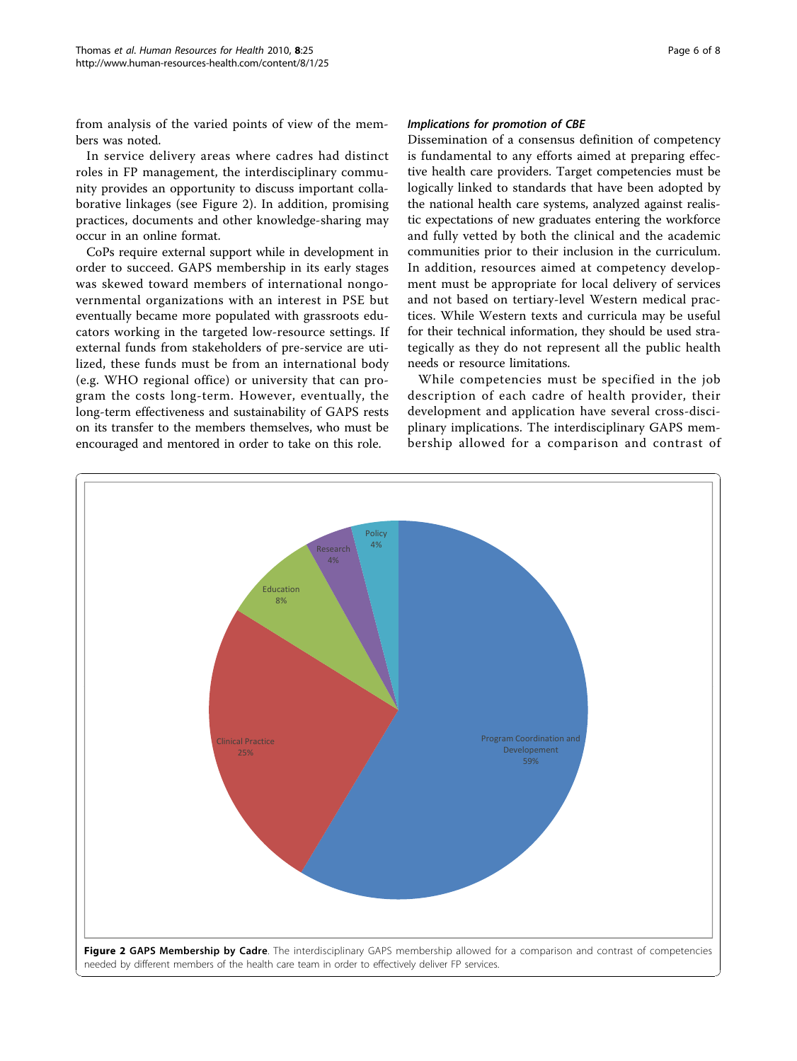from analysis of the varied points of view of the members was noted.

In service delivery areas where cadres had distinct roles in FP management, the interdisciplinary community provides an opportunity to discuss important collaborative linkages (see Figure 2). In addition, promising practices, documents and other knowledge-sharing may occur in an online format.

CoPs require external support while in development in order to succeed. GAPS membership in its early stages was skewed toward members of international nongovernmental organizations with an interest in PSE but eventually became more populated with grassroots educators working in the targeted low-resource settings. If external funds from stakeholders of pre-service are utilized, these funds must be from an international body (e.g. WHO regional office) or university that can program the costs long-term. However, eventually, the long-term effectiveness and sustainability of GAPS rests on its transfer to the members themselves, who must be encouraged and mentored in order to take on this role.

#### *Implications for promotion of CBE*

Dissemination of a consensus definition of competency is fundamental to any efforts aimed at preparing effective health care providers. Target competencies must be logically linked to standards that have been adopted by the national health care systems, analyzed against realistic expectations of new graduates entering the workforce and fully vetted by both the clinical and the academic communities prior to their inclusion in the curriculum. In addition, resources aimed at competency development must be appropriate for local delivery of services and not based on tertiary-level Western medical practices. While Western texts and curricula may be useful for their technical information, they should be used strategically as they do not represent all the public health needs or resource limitations.

While competencies must be specified in the job description of each cadre of health provider, their development and application have several cross-disciplinary implications. The interdisciplinary GAPS membership allowed for a comparison and contrast of

Policy
4%
Research
4%
Education
8%
Clinical Practice
25%
Program Coordination and Developement
59%

**Figure 2 GAPS Membership by Cadre**. The interdisciplinary GAPS membership allowed for a comparison and contrast of competencies needed by different members of the health care team in order to effectively deliver FP services.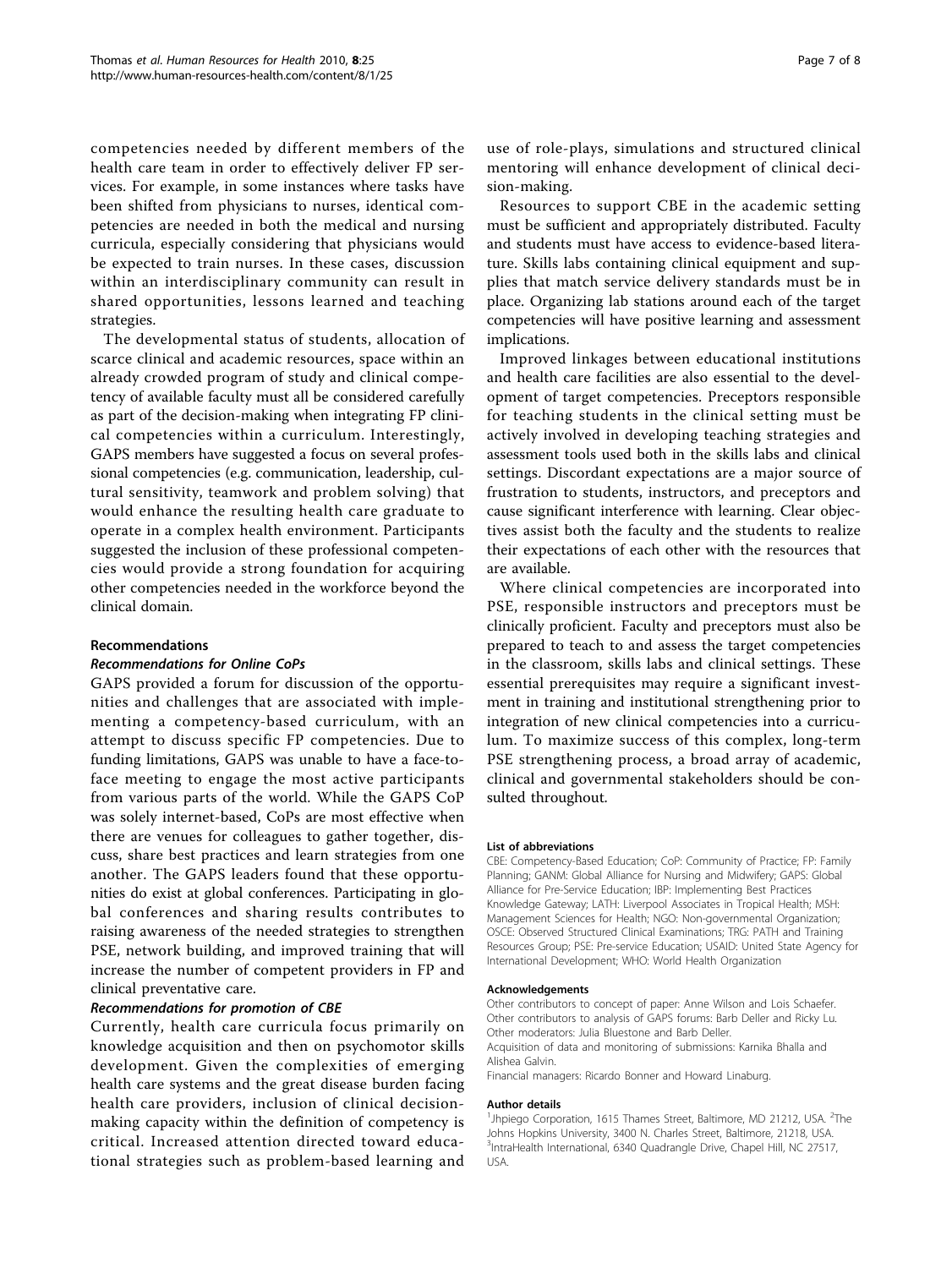competencies needed by different members of the health care team in order to effectively deliver FP services. For example, in some instances where tasks have been shifted from physicians to nurses, identical competencies are needed in both the medical and nursing curricula, especially considering that physicians would be expected to train nurses. In these cases, discussion within an interdisciplinary community can result in shared opportunities, lessons learned and teaching strategies.

The developmental status of students, allocation of scarce clinical and academic resources, space within an already crowded program of study and clinical competency of available faculty must all be considered carefully as part of the decision-making when integrating FP clinical competencies within a curriculum. Interestingly, GAPS members have suggested a focus on several professional competencies (e.g. communication, leadership, cultural sensitivity, teamwork and problem solving) that would enhance the resulting health care graduate to operate in a complex health environment. Participants suggested the inclusion of these professional competencies would provide a strong foundation for acquiring other competencies needed in the workforce beyond the clinical domain.

## Recommendations

### *Recommendations for Online CoPs*

GAPS provided a forum for discussion of the opportunities and challenges that are associated with implementing a competency-based curriculum, with an attempt to discuss specific FP competencies. Due to funding limitations, GAPS was unable to have a face-to-face meeting to engage the most active participants from various parts of the world. While the GAPS CoP was solely internet-based, CoPs are most effective when there are venues for colleagues to gather together, discuss, share best practices and learn strategies from one another. The GAPS leaders found that these opportunities do exist at global conferences. Participating in global conferences and sharing results contributes to raising awareness of the needed strategies to strengthen PSE, network building, and improved training that will increase the number of competent providers in FP and clinical preventative care.

### *Recommendations for promotion of CBE*

Currently, health care curricula focus primarily on knowledge acquisition and then on psychomotor skills development. Given the complexities of emerging health care systems and the great disease burden facing health care providers, inclusion of clinical decision-making capacity within the definition of competency is critical. Increased attention directed toward educational strategies such as problem-based learning and use of role-plays, simulations and structured clinical mentoring will enhance development of clinical decision-making.

Resources to support CBE in the academic setting must be sufficient and appropriately distributed. Faculty and students must have access to evidence-based literature. Skills labs containing clinical equipment and supplies that match service delivery standards must be in place. Organizing lab stations around each of the target competencies will have positive learning and assessment implications.

Improved linkages between educational institutions and health care facilities are also essential to the development of target competencies. Preceptors responsible for teaching students in the clinical setting must be actively involved in developing teaching strategies and assessment tools used both in the skills labs and clinical settings. Discordant expectations are a major source of frustration to students, instructors, and preceptors and cause significant interference with learning. Clear objectives assist both the faculty and the students to realize their expectations of each other with the resources that are available.

Where clinical competencies are incorporated into PSE, responsible instructors and preceptors must be clinically proficient. Faculty and preceptors must also be prepared to teach to and assess the target competencies in the classroom, skills labs and clinical settings. These essential prerequisites may require a significant investment in training and institutional strengthening prior to integration of new clinical competencies into a curriculum. To maximize success of this complex, long-term PSE strengthening process, a broad array of academic, clinical and governmental stakeholders should be consulted throughout.

#### List of abbreviations

CBE: Competency-Based Education; CoP: Community of Practice; FP: Family Planning; GANM: Global Alliance for Nursing and Midwifery; GAPS: Global Alliance for Pre-Service Education; IBP: Implementing Best Practices Knowledge Gateway; LATH: Liverpool Associates in Tropical Health; MSH: Management Sciences for Health; NGO: Non-governmental Organization; OSCE: Observed Structured Clinical Examinations; TRG: PATH and Training Resources Group; PSE: Pre-service Education; USAID: United State Agency for International Development; WHO: World Health Organization

#### Acknowledgements

Other contributors to concept of paper: Anne Wilson and Lois Schaefer.
Other contributors to analysis of GAPS forums: Barb Deller and Ricky Lu.
Other moderators: Julia Bluestone and Barb Deller.
Acquisition of data and monitoring of submissions: Karnika Bhalla and Alishea Galvin.
Financial managers: Ricardo Bonner and Howard Linaburg.

#### Author details

[1]Jhpiego Corporation, 1615 Thames Street, Baltimore, MD 21212, USA. [2]The Johns Hopkins University, 3400 N. Charles Street, Baltimore, 21218, USA. [3]IntraHealth International, 6340 Quadrangle Drive, Chapel Hill, NC 27517, USA.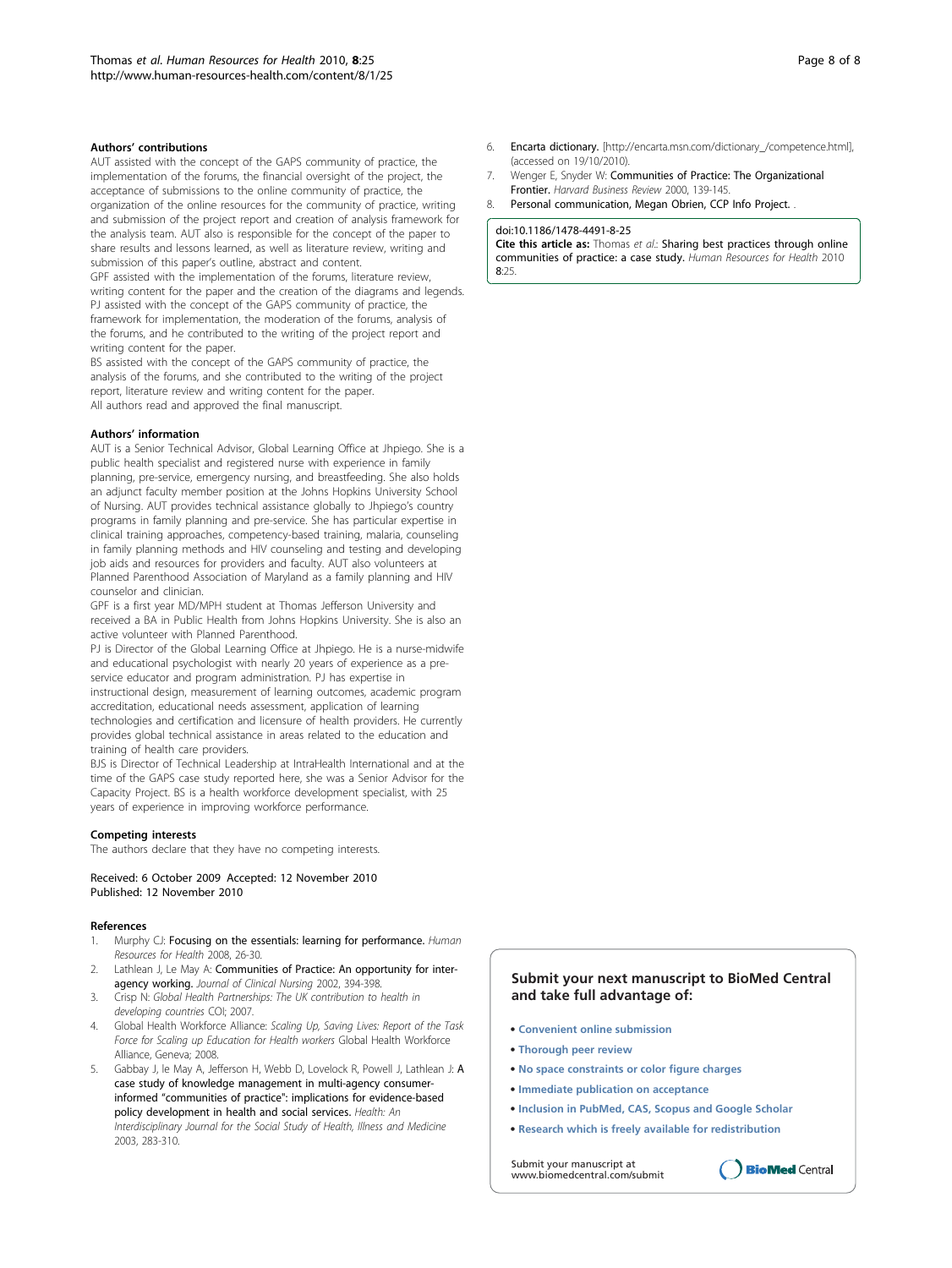### Authors' contributions

AUT assisted with the concept of the GAPS community of practice, the implementation of the forums, the financial oversight of the project, the acceptance of submissions to the online community of practice, the organization of the online resources for the community of practice, writing and submission of the project report and creation of analysis framework for the analysis team. AUT also is responsible for the concept of the paper to share results and lessons learned, as well as literature review, writing and submission of this paper's outline, abstract and content.

GPF assisted with the implementation of the forums, literature review, writing content for the paper and the creation of the diagrams and legends.

PJ assisted with the concept of the GAPS community of practice, the framework for implementation, the moderation of the forums, analysis of the forums, and he contributed to the writing of the project report and writing content for the paper.

BS assisted with the concept of the GAPS community of practice, the analysis of the forums, and she contributed to the writing of the project report, literature review and writing content for the paper.

All authors read and approved the final manuscript.

### Authors' information

AUT is a Senior Technical Advisor, Global Learning Office at Jhpiego. She is a public health specialist and registered nurse with experience in family planning, pre-service, emergency nursing, and breastfeeding. She also holds an adjunct faculty member position at the Johns Hopkins University School of Nursing. AUT provides technical assistance globally to Jhpiego's country programs in family planning and pre-service. She has particular expertise in clinical training approaches, competency-based training, malaria, counseling in family planning methods and HIV counseling and testing and developing job aids and resources for providers and faculty. AUT also volunteers at Planned Parenthood Association of Maryland as a family planning and HIV counselor and clinician.

GPF is a first year MD/MPH student at Thomas Jefferson University and received a BA in Public Health from Johns Hopkins University. She is also an active volunteer with Planned Parenthood.

PJ is Director of the Global Learning Office at Jhpiego. He is a nurse-midwife and educational psychologist with nearly 20 years of experience as a pre-service educator and program administration. PJ has expertise in instructional design, measurement of learning outcomes, academic program accreditation, educational needs assessment, application of learning technologies and certification and licensure of health providers. He currently provides global technical assistance in areas related to the education and training of health care providers.

BJS is Director of Technical Leadership at IntraHealth International and at the time of the GAPS case study reported here, she was a Senior Advisor for the Capacity Project. BS is a health workforce development specialist, with 25 years of experience in improving workforce performance.

### Competing interests

The authors declare that they have no competing interests.

Received: 6 October 2009 Accepted: 12 November 2010
Published: 12 November 2010

### References

1. Murphy CJ: **Focusing on the essentials: learning for performance.** *Human Resources for Health* 2008, 26-30.
2. Lathlean J, Le May A: **Communities of Practice: An opportunity for inter-agency working.** *Journal of Clinical Nursing* 2002, 394-398.
3. Crisp N: *Global Health Partnerships: The UK contribution to health in developing countries* COI; 2007.
4. Global Health Workforce Alliance: *Scaling Up, Saving Lives: Report of the Task Force for Scaling up Education for Health workers* Global Health Workforce Alliance, Geneva; 2008.
5. Gabbay J, le May A, Jefferson H, Webb D, Lovelock R, Powell J, Lathlean J: **A case study of knowledge management in multi-agency consumer-informed "communities of practice": implications for evidence-based policy development in health and social services.** *Health: An Interdisciplinary Journal for the Social Study of Health, Illness and Medicine* 2003, 283-310.
6. **Encarta dictionary.** [http://encarta.msn.com/dictionary_/competence.html], (accessed on 19/10/2010).
7. Wenger E, Snyder W: **Communities of Practice: The Organizational Frontier.** *Harvard Business Review* 2000, 139-145.
8. **Personal communication, Megan Obrien, CCP Info Project.** .

doi:10.1186/1478-4491-8-25

**Cite this article as:** Thomas *et al.*: **Sharing best practices through online communities of practice: a case study.** *Human Resources for Health* 2010 **8**:25.

**Submit your next manuscript to BioMed Central and take full advantage of:**

- **Convenient online submission**
- **Thorough peer review**
- **No space constraints or color figure charges**
- **Immediate publication on acceptance**
- **Inclusion in PubMed, CAS, Scopus and Google Scholar**
- **Research which is freely available for redistribution**

Submit your manuscript at
www.biomedcentral.com/submit

BioMed Central